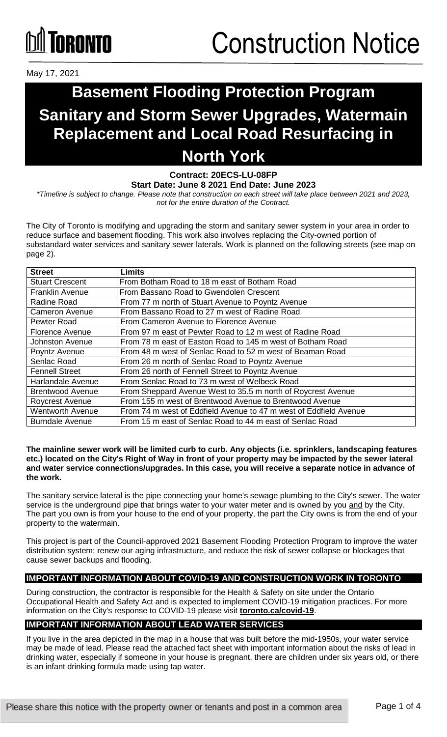TORONTO

# Construction Notice

May 17, 2021

# Basement Flooding Protection Program
# Sanitary and Storm Sewer Upgrades, Watermain Replacement and Local Road Resurfacing in North York

**Contract: 20ECS-LU-08FP**
**Start Date: June 8 2021 End Date: June 2023**

*\*Timeline is subject to change. Please note that construction on each street will take place between 2021 and 2023, not for the entire duration of the Contract.*

The City of Toronto is modifying and upgrading the storm and sanitary sewer system in your area in order to reduce surface and basement flooding. This work also involves replacing the City-owned portion of substandard water services and sanitary sewer laterals. Work is planned on the following streets (see map on page 2).

| Street | Limits |
|---|---|
| Stuart Crescent | From Botham Road to 18 m east of Botham Road |
| Franklin Avenue | From Bassano Road to Gwendolen Crescent |
| Radine Road | From 77 m north of Stuart Avenue to Poyntz Avenue |
| Cameron Avenue | From Bassano Road to 27 m west of Radine Road |
| Pewter Road | From Cameron Avenue to Florence Avenue |
| Florence Avenue | From 97 m east of Pewter Road to 12 m west of Radine Road |
| Johnston Avenue | From 78 m east of Easton Road to 145 m west of Botham Road |
| Poyntz Avenue | From 48 m west of Senlac Road to 52 m west of Beaman Road |
| Senlac Road | From 26 m north of Senlac Road to Poyntz Avenue |
| Fennell Street | From 26 north of Fennell Street to Poyntz Avenue |
| Harlandale Avenue | From Senlac Road to 73 m west of Welbeck Road |
| Brentwood Avenue | From Sheppard Avenue West to 35.5 m north of Roycrest Avenue |
| Roycrest Avenue | From 155 m west of Brentwood Avenue to Brentwood Avenue |
| Wentworth Avenue | From 74 m west of Eddfield Avenue to 47 m west of Eddfield Avenue |
| Burndale Avenue | From 15 m east of Senlac Road to 44 m east of Senlac Road |

**The mainline sewer work will be limited curb to curb. Any objects (i.e. sprinklers, landscaping features etc.) located on the City's Right of Way in front of your property may be impacted by the sewer lateral and water service connections/upgrades. In this case, you will receive a separate notice in advance of the work.**

The sanitary service lateral is the pipe connecting your home's sewage plumbing to the City's sewer. The water service is the underground pipe that brings water to your water meter and is owned by you and by the City. The part you own is from your house to the end of your property, the part the City owns is from the end of your property to the watermain.

This project is part of the Council-approved 2021 Basement Flooding Protection Program to improve the water distribution system; renew our aging infrastructure, and reduce the risk of sewer collapse or blockages that cause sewer backups and flooding.

## IMPORTANT INFORMATION ABOUT COVID-19 AND CONSTRUCTION WORK IN TORONTO

During construction, the contractor is responsible for the Health & Safety on site under the Ontario Occupational Health and Safety Act and is expected to implement COVID-19 mitigation practices. For more information on the City's response to COVID-19 please visit **toronto.ca/covid-19**.

## IMPORTANT INFORMATION ABOUT LEAD WATER SERVICES

If you live in the area depicted in the map in a house that was built before the mid-1950s, your water service may be made of lead. Please read the attached fact sheet with important information about the risks of lead in drinking water, especially if someone in your house is pregnant, there are children under six years old, or there is an infant drinking formula made using tap water.

Please share this notice with the property owner or tenants and post in a common area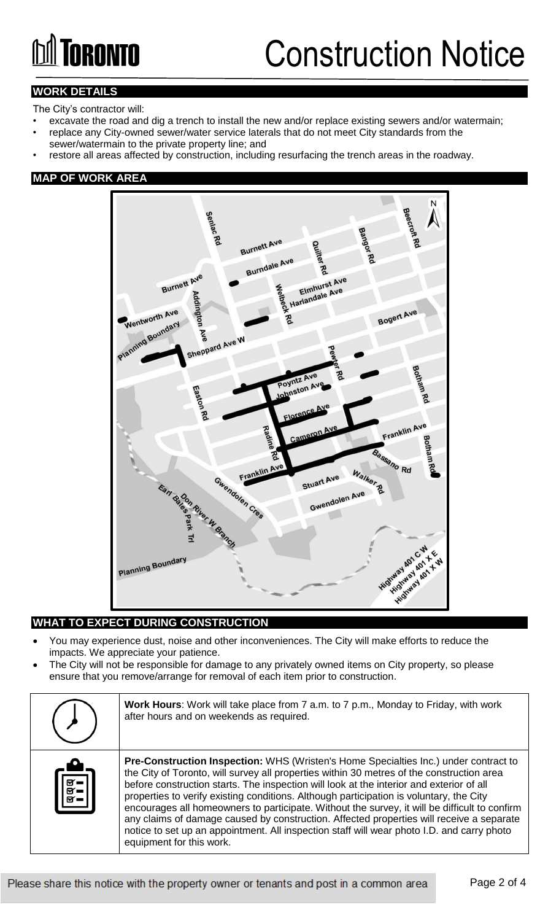# Construction Notice

## WORK DETAILS

The City's contractor will:

- excavate the road and dig a trench to install the new and/or replace existing sewers and/or watermain;
- replace any City-owned sewer/water service laterals that do not meet City standards from the sewer/watermain to the private property line; and
- restore all areas affected by construction, including resurfacing the trench areas in the roadway.

## MAP OF WORK AREA

## WHAT TO EXPECT DURING CONSTRUCTION

- You may experience dust, noise and other inconveniences. The City will make efforts to reduce the impacts. We appreciate your patience.
- The City will not be responsible for damage to any privately owned items on City property, so please ensure that you remove/arrange for removal of each item prior to construction.

**Work Hours**: Work will take place from 7 a.m. to 7 p.m., Monday to Friday, with work after hours and on weekends as required.

**Pre-Construction Inspection:** WHS (Wristen's Home Specialties Inc.) under contract to the City of Toronto, will survey all properties within 30 metres of the construction area before construction starts. The inspection will look at the interior and exterior of all properties to verify existing conditions. Although participation is voluntary, the City encourages all homeowners to participate. Without the survey, it will be difficult to confirm any claims of damage caused by construction. Affected properties will receive a separate notice to set up an appointment. All inspection staff will wear photo I.D. and carry photo equipment for this work.

Please share this notice with the property owner or tenants and post in a common area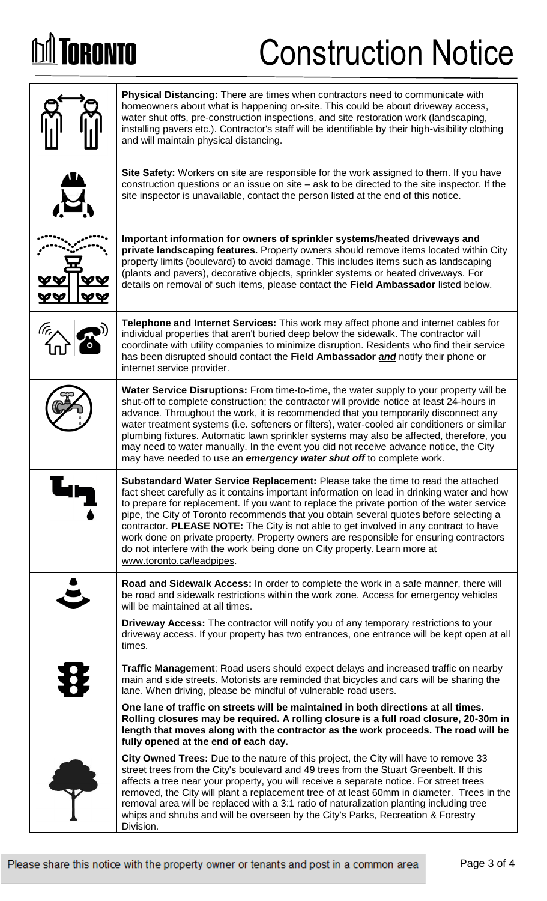# Construction Notice

**Physical Distancing:** There are times when contractors need to communicate with homeowners about what is happening on-site. This could be about driveway access, water shut offs, pre-construction inspections, and site restoration work (landscaping, installing pavers etc.). Contractor's staff will be identifiable by their high-visibility clothing and will maintain physical distancing.

**Site Safety:** Workers on site are responsible for the work assigned to them. If you have construction questions or an issue on site – ask to be directed to the site inspector. If the site inspector is unavailable, contact the person listed at the end of this notice.

**Important information for owners of sprinkler systems/heated driveways and private landscaping features.** Property owners should remove items located within City property limits (boulevard) to avoid damage. This includes items such as landscaping (plants and pavers), decorative objects, sprinkler systems or heated driveways. For details on removal of such items, please contact the **Field Ambassador** listed below.

**Telephone and Internet Services:** This work may affect phone and internet cables for individual properties that aren't buried deep below the sidewalk. The contractor will coordinate with utility companies to minimize disruption. Residents who find their service has been disrupted should contact the **Field Ambassador *and*** notify their phone or internet service provider.

**Water Service Disruptions:** From time-to-time, the water supply to your property will be shut-off to complete construction; the contractor will provide notice at least 24-hours in advance. Throughout the work, it is recommended that you temporarily disconnect any water treatment systems (i.e. softeners or filters), water-cooled air conditioners or similar plumbing fixtures. Automatic lawn sprinkler systems may also be affected, therefore, you may need to water manually. In the event you did not receive advance notice, the City may have needed to use an ***emergency water shut off*** to complete work.

**Substandard Water Service Replacement:** Please take the time to read the attached fact sheet carefully as it contains important information on lead in drinking water and how to prepare for replacement. If you want to replace the private portion of the water service pipe, the City of Toronto recommends that you obtain several quotes before selecting a contractor. **PLEASE NOTE:** The City is not able to get involved in any contract to have work done on private property. Property owners are responsible for ensuring contractors do not interfere with the work being done on City property. Learn more at www.toronto.ca/leadpipes.

**Road and Sidewalk Access:** In order to complete the work in a safe manner, there will be road and sidewalk restrictions within the work zone. Access for emergency vehicles will be maintained at all times.

**Driveway Access:** The contractor will notify you of any temporary restrictions to your driveway access. If your property has two entrances, one entrance will be kept open at all times.

**Traffic Management**: Road users should expect delays and increased traffic on nearby main and side streets. Motorists are reminded that bicycles and cars will be sharing the lane. When driving, please be mindful of vulnerable road users.

**One lane of traffic on streets will be maintained in both directions at all times. Rolling closures may be required. A rolling closure is a full road closure, 20-30m in length that moves along with the contractor as the work proceeds. The road will be fully opened at the end of each day.**

**City Owned Trees:** Due to the nature of this project, the City will have to remove 33 street trees from the City's boulevard and 49 trees from the Stuart Greenbelt. If this affects a tree near your property, you will receive a separate notice. For street trees removed, the City will plant a replacement tree of at least 60mm in diameter. Trees in the removal area will be replaced with a 3:1 ratio of naturalization planting including tree whips and shrubs and will be overseen by the City's Parks, Recreation & Forestry Division.

Please share this notice with the property owner or tenants and post in a common area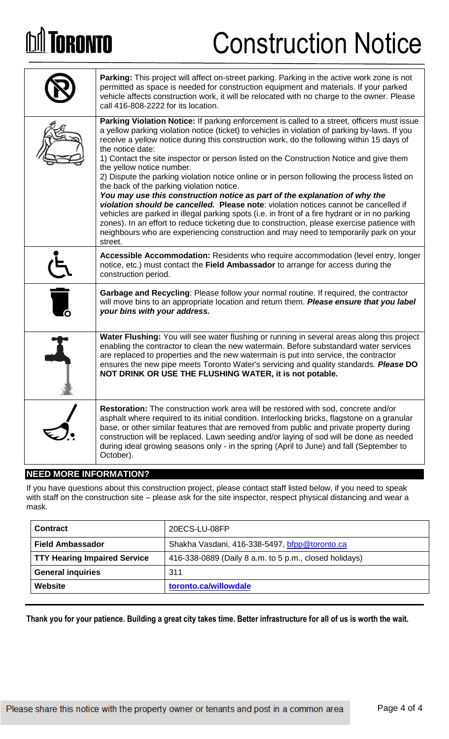# TORONTO Construction Notice

| | |
|---|---|
| | **Parking:** This project will affect on-street parking. Parking in the active work zone is not permitted as space is needed for construction equipment and materials. If your parked vehicle affects construction work, it will be relocated with no charge to the owner. Please call 416-808-2222 for its location. |
| | **Parking Violation Notice:** If parking enforcement is called to a street, officers must issue a yellow parking violation notice (ticket) to vehicles in violation of parking by-laws. If you receive a yellow notice during this construction work, do the following within 15 days of the notice date:<br>1) Contact the site inspector or person listed on the Construction Notice and give them the yellow notice number.<br>2) Dispute the parking violation notice online or in person following the process listed on the back of the parking violation notice.<br>***You may use this construction notice as part of the explanation of why the violation should be cancelled.*** **Please note**: violation notices cannot be cancelled if vehicles are parked in illegal parking spots (i.e. in front of a fire hydrant or in no parking zones). In an effort to reduce ticketing due to construction, please exercise patience with neighbours who are experiencing construction and may need to temporarily park on your street. |
| | **Accessible Accommodation:** Residents who require accommodation (level entry, longer notice, etc.) must contact the **Field Ambassador** to arrange for access during the construction period. |
| | **Garbage and Recycling**: Please follow your normal routine. If required, the contractor will move bins to an appropriate location and return them. ***Please ensure that you label your bins with your address.*** |
| | **Water Flushing:** You will see water flushing or running in several areas along this project enabling the contractor to clean the new watermain. Before substandard water services are replaced to properties and the new watermain is put into service, the contractor ensures the new pipe meets Toronto Water's servicing and quality standards. ***Please* DO NOT DRINK OR USE THE FLUSHING WATER, it is not potable.** |
| | **Restoration:** The construction work area will be restored with sod, concrete and/or asphalt where required to its initial condition. Interlocking bricks, flagstone on a granular base, or other similar features that are removed from public and private property during construction will be replaced. Lawn seeding and/or laying of sod will be done as needed during ideal growing seasons only - in the spring (April to June) and fall (September to October). |

## NEED MORE INFORMATION?

If you have questions about this construction project, please contact staff listed below, if you need to speak with staff on the construction site – please ask for the site inspector, respect physical distancing and wear a mask.

| | |
|---|---|
| **Contract** | 20ECS-LU-08FP |
| **Field Ambassador** | Shakha Vasdani, 416-338-5497, bfpp@toronto.ca |
| **TTY Hearing Impaired Service** | 416-338-0889 (Daily 8 a.m. to 5 p.m., closed holidays) |
| **General inquiries** | 311 |
| **Website** | **toronto.ca/willowdale** |

**Thank you for your patience. Building a great city takes time. Better infrastructure for all of us is worth the wait.**

Please share this notice with the property owner or tenants and post in a common area